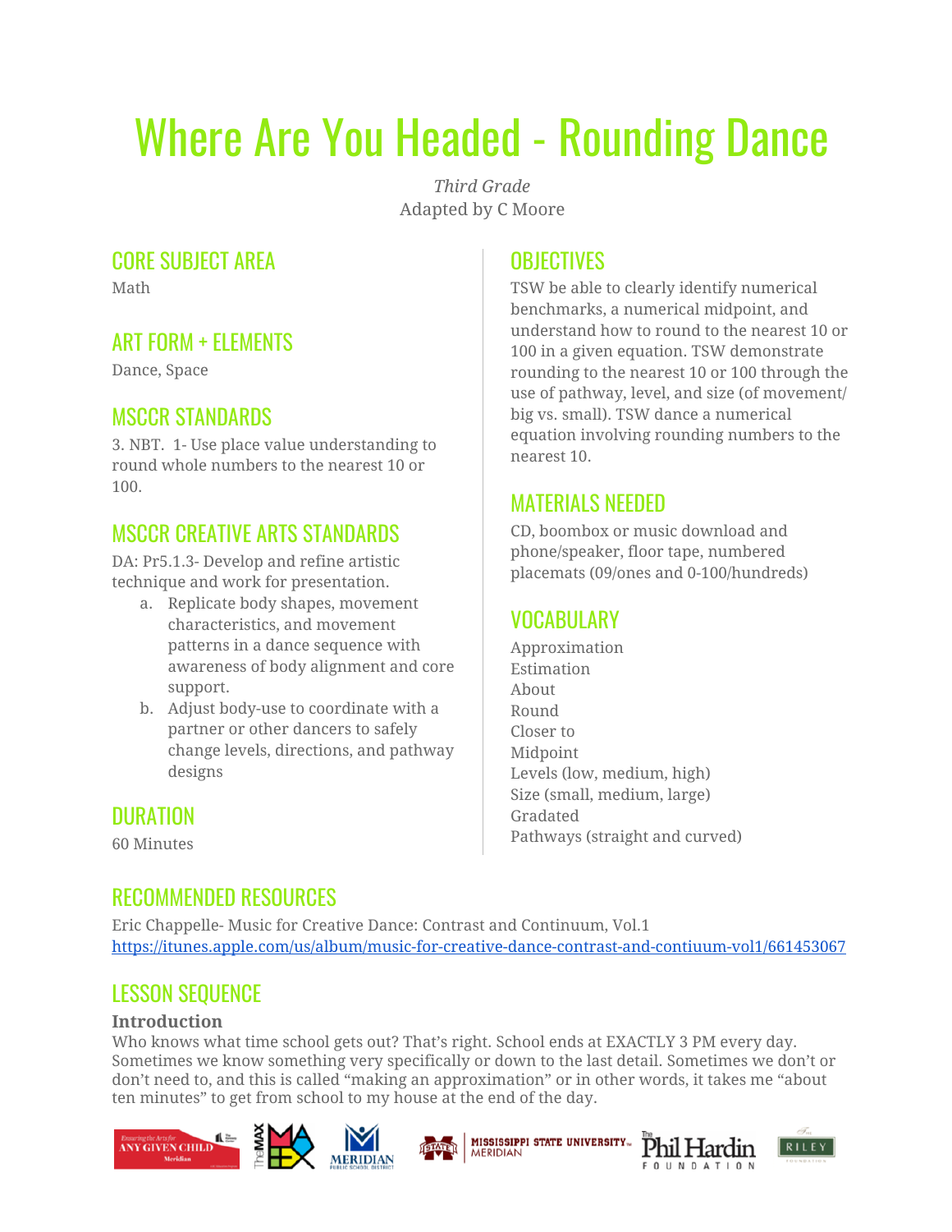# Where Are You Headed - Rounding Dance

*Third Grade*
Adapted by C Moore

## CORE SUBJECT AREA

Math

## ART FORM + ELEMENTS

Dance, Space

## MSCCR STANDARDS

3. NBT. 1- Use place value understanding to round whole numbers to the nearest 10 or 100.

## MSCCR CREATIVE ARTS STANDARDS

DA: Pr5.1.3- Develop and refine artistic technique and work for presentation.

a. Replicate body shapes, movement characteristics, and movement patterns in a dance sequence with awareness of body alignment and core support.
b. Adjust body-use to coordinate with a partner or other dancers to safely change levels, directions, and pathway designs

## DURATION

60 Minutes

## OBJECTIVES

TSW be able to clearly identify numerical benchmarks, a numerical midpoint, and understand how to round to the nearest 10 or 100 in a given equation. TSW demonstrate rounding to the nearest 10 or 100 through the use of pathway, level, and size (of movement/ big vs. small). TSW dance a numerical equation involving rounding numbers to the nearest 10.

## MATERIALS NEEDED

CD, boombox or music download and phone/speaker, floor tape, numbered placemats (09/ones and 0-100/hundreds)

## VOCABULARY

Approximation
Estimation
About
Round
Closer to
Midpoint
Levels (low, medium, high)
Size (small, medium, large)
Gradated
Pathways (straight and curved)

## RECOMMENDED RESOURCES

Eric Chappelle- Music for Creative Dance: Contrast and Continuum, Vol.1
https://itunes.apple.com/us/album/music-for-creative-dance-contrast-and-contiuum-vol1/661453067

## LESSON SEQUENCE

**Introduction**

Who knows what time school gets out? That's right. School ends at EXACTLY 3 PM every day. Sometimes we know something very specifically or down to the last detail. Sometimes we don't or don't need to, and this is called "making an approximation" or in other words, it takes me "about ten minutes" to get from school to my house at the end of the day.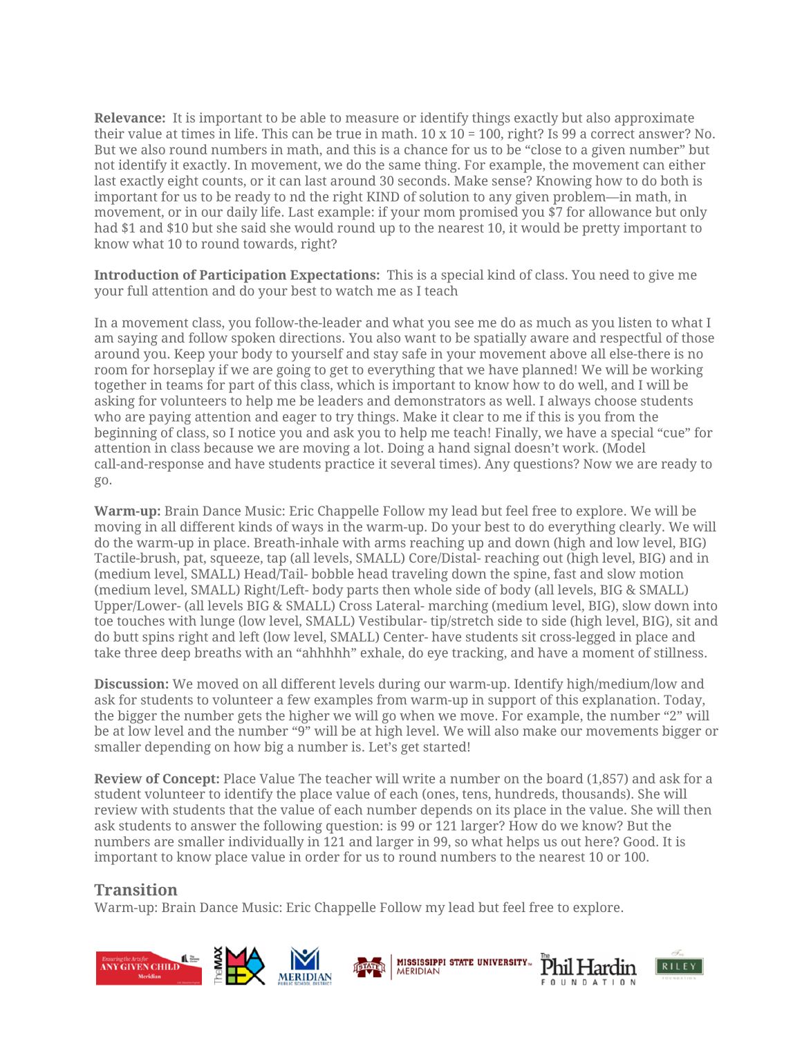**Relevance:** It is important to be able to measure or identify things exactly but also approximate their value at times in life. This can be true in math. 10 x 10 = 100, right? Is 99 a correct answer? No. But we also round numbers in math, and this is a chance for us to be "close to a given number" but not identify it exactly. In movement, we do the same thing. For example, the movement can either last exactly eight counts, or it can last around 30 seconds. Make sense? Knowing how to do both is important for us to be ready to nd the right KIND of solution to any given problem—in math, in movement, or in our daily life. Last example: if your mom promised you $7 for allowance but only had $1 and $10 but she said she would round up to the nearest 10, it would be pretty important to know what 10 to round towards, right?

**Introduction of Participation Expectations:** This is a special kind of class. You need to give me your full attention and do your best to watch me as I teach

In a movement class, you follow-the-leader and what you see me do as much as you listen to what I am saying and follow spoken directions. You also want to be spatially aware and respectful of those around you. Keep your body to yourself and stay safe in your movement above all else-there is no room for horseplay if we are going to get to everything that we have planned! We will be working together in teams for part of this class, which is important to know how to do well, and I will be asking for volunteers to help me be leaders and demonstrators as well. I always choose students who are paying attention and eager to try things. Make it clear to me if this is you from the beginning of class, so I notice you and ask you to help me teach! Finally, we have a special "cue" for attention in class because we are moving a lot. Doing a hand signal doesn't work. (Model call-and-response and have students practice it several times). Any questions? Now we are ready to go.

**Warm-up:** Brain Dance Music: Eric Chappelle Follow my lead but feel free to explore. We will be moving in all different kinds of ways in the warm-up. Do your best to do everything clearly. We will do the warm-up in place. Breath-inhale with arms reaching up and down (high and low level, BIG) Tactile-brush, pat, squeeze, tap (all levels, SMALL) Core/Distal- reaching out (high level, BIG) and in (medium level, SMALL) Head/Tail- bobble head traveling down the spine, fast and slow motion (medium level, SMALL) Right/Left- body parts then whole side of body (all levels, BIG & SMALL) Upper/Lower- (all levels BIG & SMALL) Cross Lateral- marching (medium level, BIG), slow down into toe touches with lunge (low level, SMALL) Vestibular- tip/stretch side to side (high level, BIG), sit and do butt spins right and left (low level, SMALL) Center- have students sit cross-legged in place and take three deep breaths with an "ahhhhh" exhale, do eye tracking, and have a moment of stillness.

**Discussion:** We moved on all different levels during our warm-up. Identify high/medium/low and ask for students to volunteer a few examples from warm-up in support of this explanation. Today, the bigger the number gets the higher we will go when we move. For example, the number "2" will be at low level and the number "9" will be at high level. We will also make our movements bigger or smaller depending on how big a number is. Let's get started!

**Review of Concept:** Place Value The teacher will write a number on the board (1,857) and ask for a student volunteer to identify the place value of each (ones, tens, hundreds, thousands). She will review with students that the value of each number depends on its place in the value. She will then ask students to answer the following question: is 99 or 121 larger? How do we know? But the numbers are smaller individually in 121 and larger in 99, so what helps us out here? Good. It is important to know place value in order for us to round numbers to the nearest 10 or 100.

## Transition

Warm-up: Brain Dance Music: Eric Chappelle Follow my lead but feel free to explore.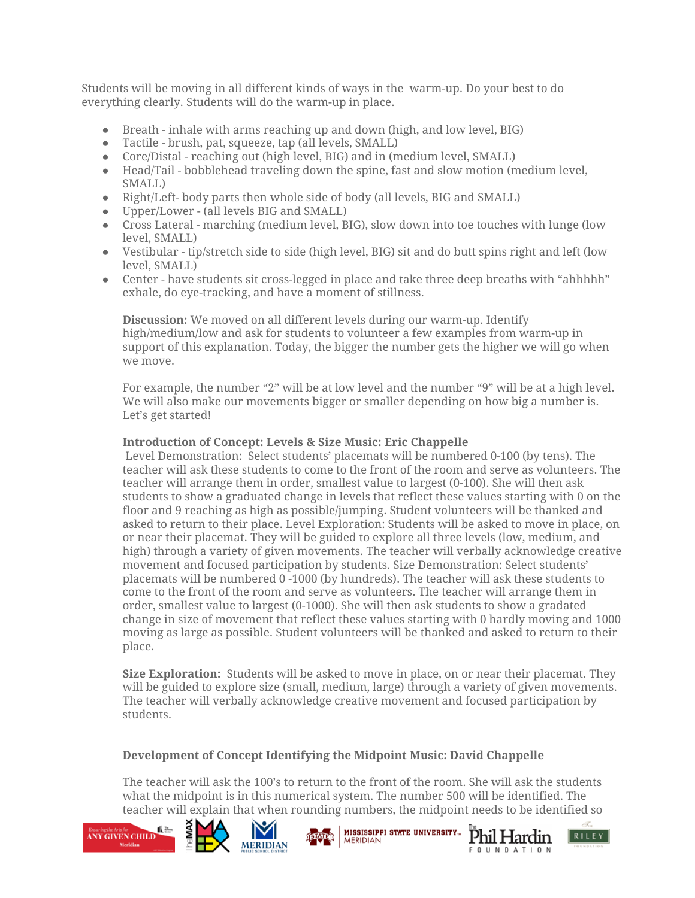Students will be moving in all different kinds of ways in the warm-up. Do your best to do everything clearly. Students will do the warm-up in place.

- Breath - inhale with arms reaching up and down (high, and low level, BIG)
- Tactile - brush, pat, squeeze, tap (all levels, SMALL)
- Core/Distal - reaching out (high level, BIG) and in (medium level, SMALL)
- Head/Tail - bobblehead traveling down the spine, fast and slow motion (medium level, SMALL)
- Right/Left- body parts then whole side of body (all levels, BIG and SMALL)
- Upper/Lower - (all levels BIG and SMALL)
- Cross Lateral - marching (medium level, BIG), slow down into toe touches with lunge (low level, SMALL)
- Vestibular - tip/stretch side to side (high level, BIG) sit and do butt spins right and left (low level, SMALL)
- Center - have students sit cross-legged in place and take three deep breaths with "ahhhhh" exhale, do eye-tracking, and have a moment of stillness.

**Discussion:** We moved on all different levels during our warm-up. Identify high/medium/low and ask for students to volunteer a few examples from warm-up in support of this explanation. Today, the bigger the number gets the higher we will go when we move.

For example, the number "2" will be at low level and the number "9" will be at a high level. We will also make our movements bigger or smaller depending on how big a number is. Let's get started!

**Introduction of Concept: Levels & Size Music: Eric Chappelle**

Level Demonstration: Select students' placemats will be numbered 0-100 (by tens). The teacher will ask these students to come to the front of the room and serve as volunteers. The teacher will arrange them in order, smallest value to largest (0-100). She will then ask students to show a graduated change in levels that reflect these values starting with 0 on the floor and 9 reaching as high as possible/jumping. Student volunteers will be thanked and asked to return to their place. Level Exploration: Students will be asked to move in place, on or near their placemat. They will be guided to explore all three levels (low, medium, and high) through a variety of given movements. The teacher will verbally acknowledge creative movement and focused participation by students. Size Demonstration: Select students' placemats will be numbered 0 -1000 (by hundreds). The teacher will ask these students to come to the front of the room and serve as volunteers. The teacher will arrange them in order, smallest value to largest (0-1000). She will then ask students to show a gradated change in size of movement that reflect these values starting with 0 hardly moving and 1000 moving as large as possible. Student volunteers will be thanked and asked to return to their place.

**Size Exploration:** Students will be asked to move in place, on or near their placemat. They will be guided to explore size (small, medium, large) through a variety of given movements. The teacher will verbally acknowledge creative movement and focused participation by students.

**Development of Concept Identifying the Midpoint Music: David Chappelle**

The teacher will ask the 100's to return to the front of the room. She will ask the students what the midpoint is in this numerical system. The number 500 will be identified. The teacher will explain that when rounding numbers, the midpoint needs to be identified so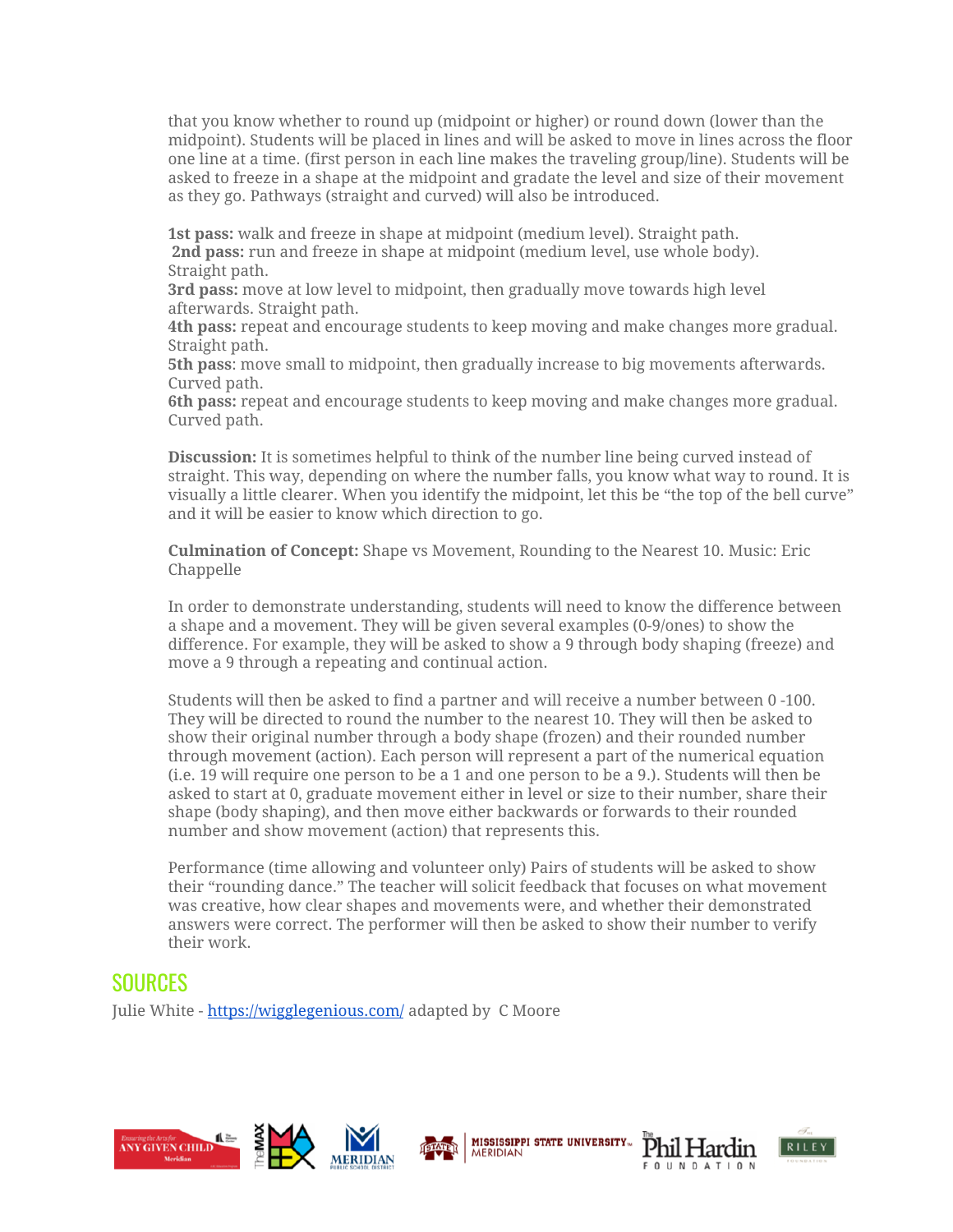that you know whether to round up (midpoint or higher) or round down (lower than the midpoint). Students will be placed in lines and will be asked to move in lines across the floor one line at a time. (first person in each line makes the traveling group/line). Students will be asked to freeze in a shape at the midpoint and gradate the level and size of their movement as they go. Pathways (straight and curved) will also be introduced.

**1st pass:** walk and freeze in shape at midpoint (medium level). Straight path.
**2nd pass:** run and freeze in shape at midpoint (medium level, use whole body). Straight path.
**3rd pass:** move at low level to midpoint, then gradually move towards high level afterwards. Straight path.
**4th pass:** repeat and encourage students to keep moving and make changes more gradual. Straight path.
**5th pass**: move small to midpoint, then gradually increase to big movements afterwards. Curved path.
**6th pass:** repeat and encourage students to keep moving and make changes more gradual. Curved path.

**Discussion:** It is sometimes helpful to think of the number line being curved instead of straight. This way, depending on where the number falls, you know what way to round. It is visually a little clearer. When you identify the midpoint, let this be "the top of the bell curve" and it will be easier to know which direction to go.

**Culmination of Concept:** Shape vs Movement, Rounding to the Nearest 10. Music: Eric Chappelle

In order to demonstrate understanding, students will need to know the difference between a shape and a movement. They will be given several examples (0-9/ones) to show the difference. For example, they will be asked to show a 9 through body shaping (freeze) and move a 9 through a repeating and continual action.

Students will then be asked to find a partner and will receive a number between 0 -100. They will be directed to round the number to the nearest 10. They will then be asked to show their original number through a body shape (frozen) and their rounded number through movement (action). Each person will represent a part of the numerical equation (i.e. 19 will require one person to be a 1 and one person to be a 9.). Students will then be asked to start at 0, graduate movement either in level or size to their number, share their shape (body shaping), and then move either backwards or forwards to their rounded number and show movement (action) that represents this.

Performance (time allowing and volunteer only) Pairs of students will be asked to show their "rounding dance." The teacher will solicit feedback that focuses on what movement was creative, how clear shapes and movements were, and whether their demonstrated answers were correct. The performer will then be asked to show their number to verify their work.

## SOURCES

Julie White - https://wigglegenious.com/ adapted by C Moore